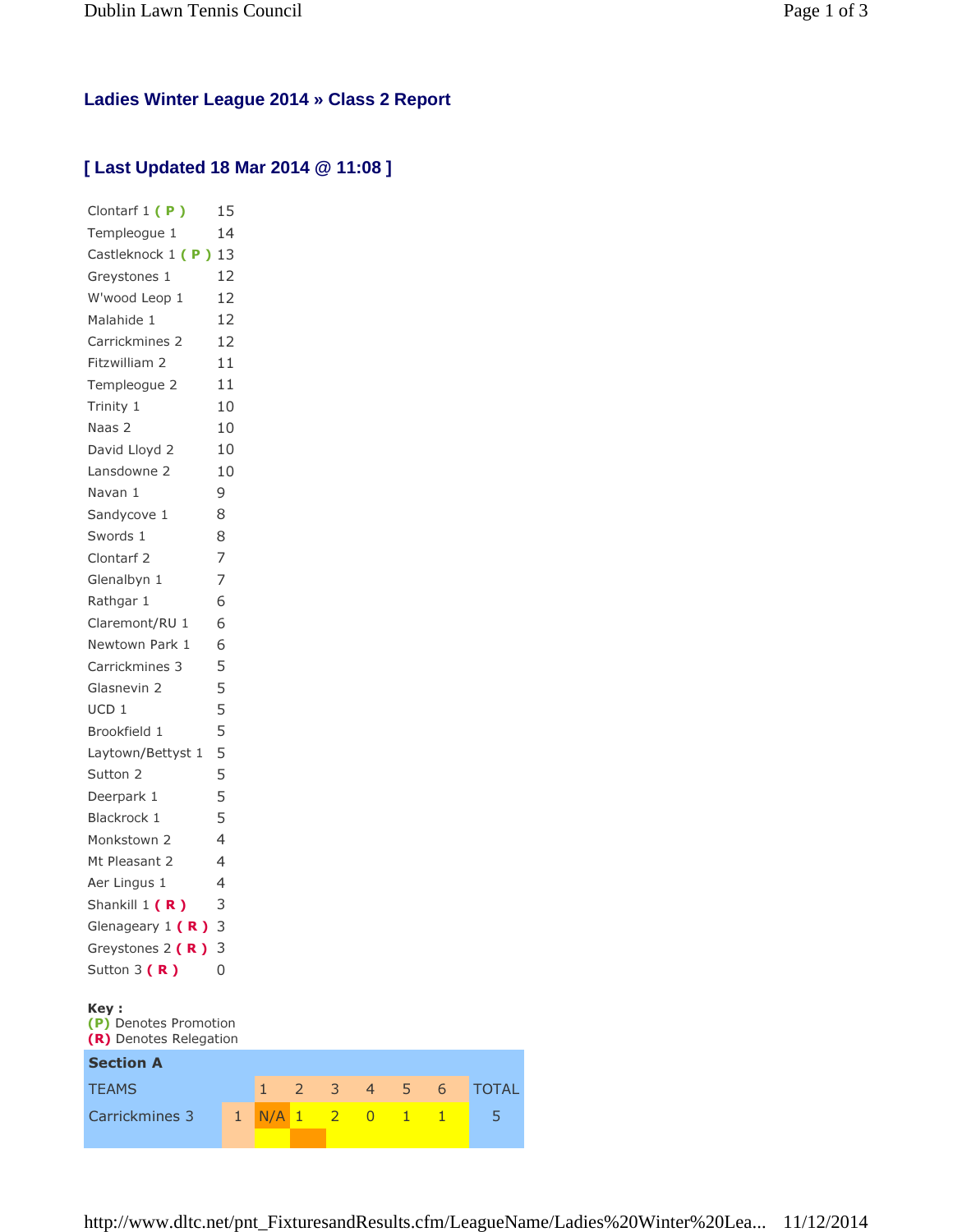## Ladies Winter League 2014 » Class 2 Report

## [ Last Updated 18 Mar 2014 @ 11:08 ]

| | |
|---|---|
| Clontarf 1 ( P ) | 15 |
| Templeogue 1 | 14 |
| Castleknock 1 ( P ) | 13 |
| Greystones 1 | 12 |
| W'wood Leop 1 | 12 |
| Malahide 1 | 12 |
| Carrickmines 2 | 12 |
| Fitzwilliam 2 | 11 |
| Templeogue 2 | 11 |
| Trinity 1 | 10 |
| Naas 2 | 10 |
| David Lloyd 2 | 10 |
| Lansdowne 2 | 10 |
| Navan 1 | 9 |
| Sandycove 1 | 8 |
| Swords 1 | 8 |
| Clontarf 2 | 7 |
| Glenalbyn 1 | 7 |
| Rathgar 1 | 6 |
| Claremont/RU 1 | 6 |
| Newtown Park 1 | 6 |
| Carrickmines 3 | 5 |
| Glasnevin 2 | 5 |
| UCD 1 | 5 |
| Brookfield 1 | 5 |
| Laytown/Bettyst 1 | 5 |
| Sutton 2 | 5 |
| Deerpark 1 | 5 |
| Blackrock 1 | 5 |
| Monkstown 2 | 4 |
| Mt Pleasant 2 | 4 |
| Aer Lingus 1 | 4 |
| Shankill 1 ( R ) | 3 |
| Glenageary 1 ( R ) | 3 |
| Greystones 2 ( R ) | 3 |
| Sutton 3 ( R ) | 0 |

**Key :**
**(P)** Denotes Promotion
**(R)** Denotes Relegation

**Section A**

| TEAMS | | 1 | 2 | 3 | 4 | 5 | 6 | TOTAL |
|---|---|---|---|---|---|---|---|---|
| Carrickmines 3 | 1 | N/A | 1 | 2 | 0 | 1 | 1 | 5 |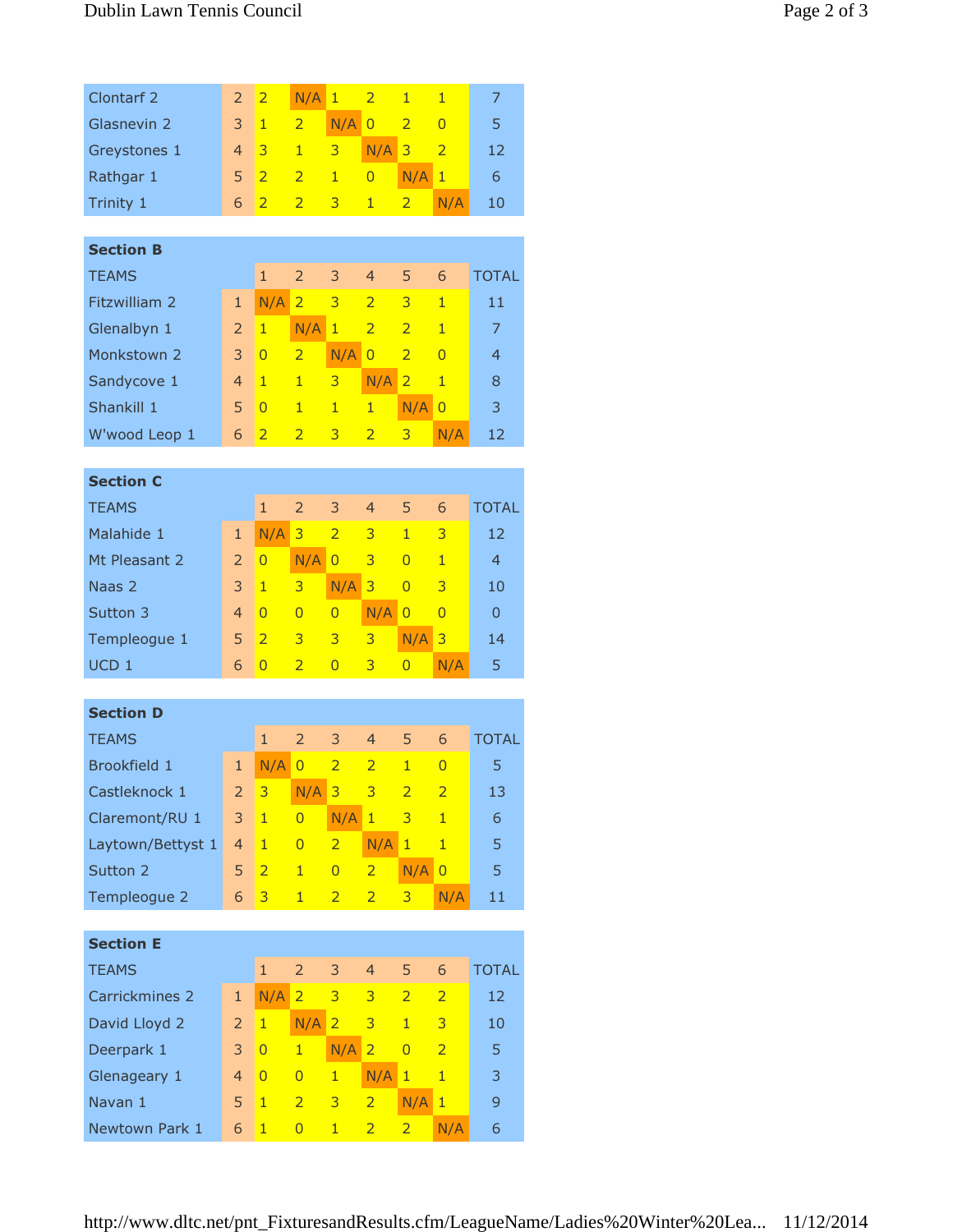| | | | | | | | | |
|---|---|---|---|---|---|---|---|---|
| Clontarf 2 | 2 | 2 | N/A | 1 | 2 | 1 | 1 | 7 |
| Glasnevin 2 | 3 | 1 | 2 | N/A | 0 | 2 | 0 | 5 |
| Greystones 1 | 4 | 3 | 1 | 3 | N/A | 3 | 2 | 12 |
| Rathgar 1 | 5 | 2 | 2 | 1 | 0 | N/A | 1 | 6 |
| Trinity 1 | 6 | 2 | 2 | 3 | 1 | 2 | N/A | 10 |

**Section B**

| TEAMS | | 1 | 2 | 3 | 4 | 5 | 6 | TOTAL |
|---|---|---|---|---|---|---|---|---|
| Fitzwilliam 2 | 1 | N/A | 2 | 3 | 2 | 3 | 1 | 11 |
| Glenalbyn 1 | 2 | 1 | N/A | 1 | 2 | 2 | 1 | 7 |
| Monkstown 2 | 3 | 0 | 2 | N/A | 0 | 2 | 0 | 4 |
| Sandycove 1 | 4 | 1 | 1 | 3 | N/A | 2 | 1 | 8 |
| Shankill 1 | 5 | 0 | 1 | 1 | 1 | N/A | 0 | 3 |
| W'wood Leop 1 | 6 | 2 | 2 | 3 | 2 | 3 | N/A | 12 |

**Section C**

| TEAMS | | 1 | 2 | 3 | 4 | 5 | 6 | TOTAL |
|---|---|---|---|---|---|---|---|---|
| Malahide 1 | 1 | N/A | 3 | 2 | 3 | 1 | 3 | 12 |
| Mt Pleasant 2 | 2 | 0 | N/A | 0 | 3 | 0 | 1 | 4 |
| Naas 2 | 3 | 1 | 3 | N/A | 3 | 0 | 3 | 10 |
| Sutton 3 | 4 | 0 | 0 | 0 | N/A | 0 | 0 | 0 |
| Templeogue 1 | 5 | 2 | 3 | 3 | 3 | N/A | 3 | 14 |
| UCD 1 | 6 | 0 | 2 | 0 | 3 | 0 | N/A | 5 |

**Section D**

| TEAMS | | 1 | 2 | 3 | 4 | 5 | 6 | TOTAL |
|---|---|---|---|---|---|---|---|---|
| Brookfield 1 | 1 | N/A | 0 | 2 | 2 | 1 | 0 | 5 |
| Castleknock 1 | 2 | 3 | N/A | 3 | 3 | 2 | 2 | 13 |
| Claremont/RU 1 | 3 | 1 | 0 | N/A | 1 | 3 | 1 | 6 |
| Laytown/Bettyst 1 | 4 | 1 | 0 | 2 | N/A | 1 | 1 | 5 |
| Sutton 2 | 5 | 2 | 1 | 0 | 2 | N/A | 0 | 5 |
| Templeogue 2 | 6 | 3 | 1 | 2 | 2 | 3 | N/A | 11 |

**Section E**

| TEAMS | | 1 | 2 | 3 | 4 | 5 | 6 | TOTAL |
|---|---|---|---|---|---|---|---|---|
| Carrickmines 2 | 1 | N/A | 2 | 3 | 3 | 2 | 2 | 12 |
| David Lloyd 2 | 2 | 1 | N/A | 2 | 3 | 1 | 3 | 10 |
| Deerpark 1 | 3 | 0 | 1 | N/A | 2 | 0 | 2 | 5 |
| Glenageary 1 | 4 | 0 | 0 | 1 | N/A | 1 | 1 | 3 |
| Navan 1 | 5 | 1 | 2 | 3 | 2 | N/A | 1 | 9 |
| Newtown Park 1 | 6 | 1 | 0 | 1 | 2 | 2 | N/A | 6 |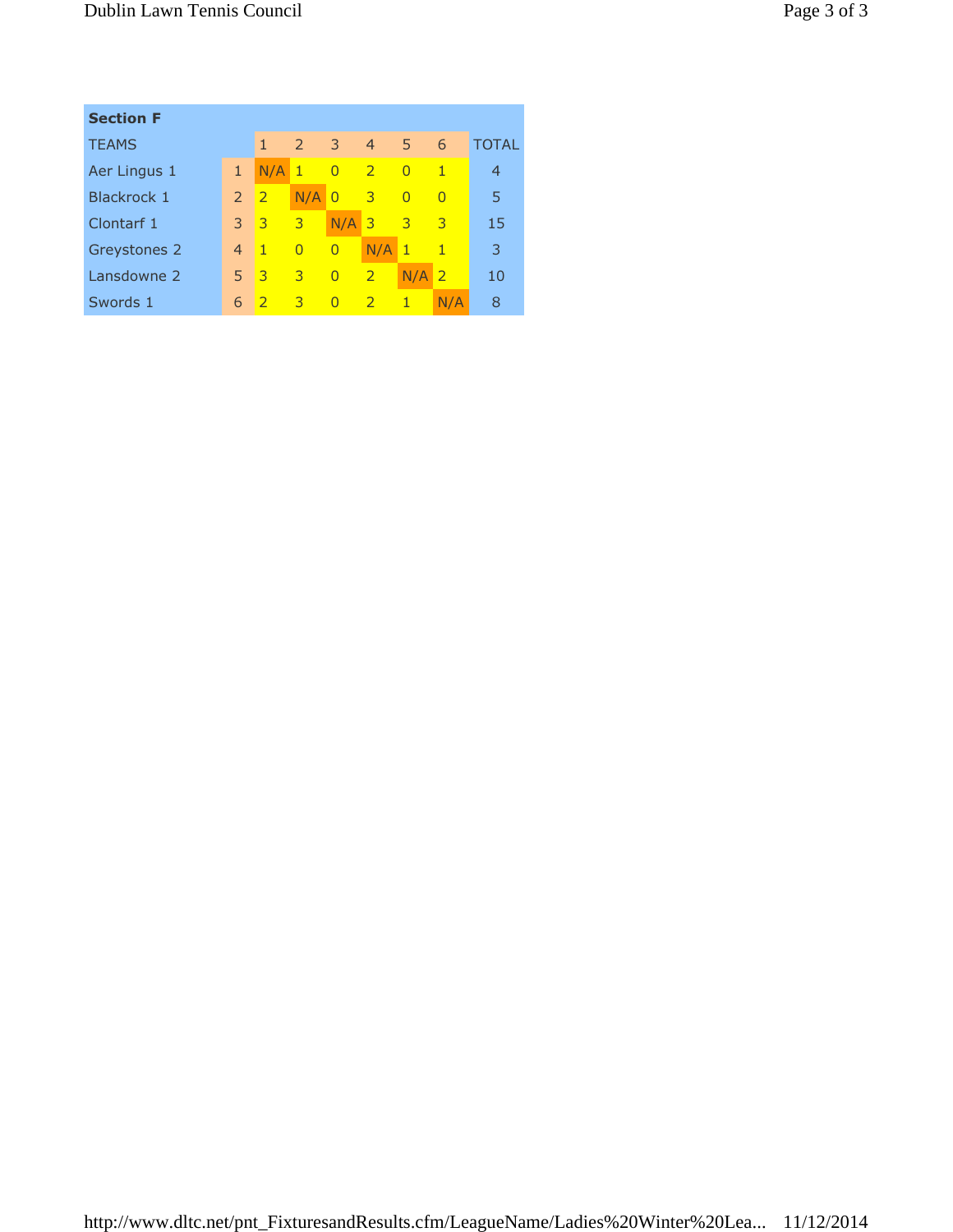## Section F

| TEAMS | | 1 | 2 | 3 | 4 | 5 | 6 | TOTAL |
|---|---|---|---|---|---|---|---|---|
| Aer Lingus 1 | 1 | N/A | 1 | 0 | 2 | 0 | 1 | 4 |
| Blackrock 1 | 2 | 2 | N/A | 0 | 3 | 0 | 0 | 5 |
| Clontarf 1 | 3 | 3 | 3 | N/A | 3 | 3 | 3 | 15 |
| Greystones 2 | 4 | 1 | 0 | 0 | N/A | 1 | 1 | 3 |
| Lansdowne 2 | 5 | 3 | 3 | 0 | 2 | N/A | 2 | 10 |
| Swords 1 | 6 | 2 | 3 | 0 | 2 | 1 | N/A | 8 |